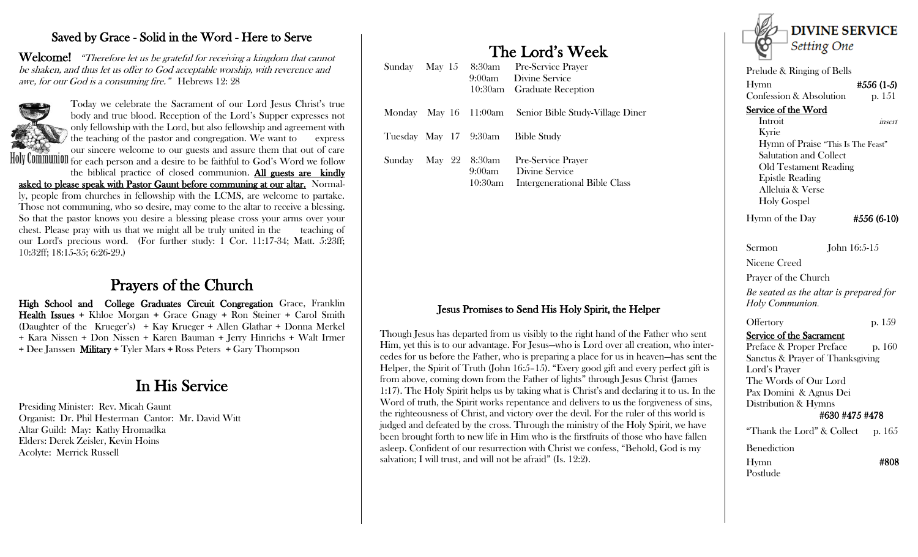## Saved by Grace - Solid in the Word - Here to Serve

**Welcome!** *"Therefore let us be grateful for receiving a kingdom that cannot be shaken, and thus let us offer to God acceptable worship, with reverence and awe, for our God is a consuming fire."* Hebrews 12: 28

Holy Communion

Today we celebrate the Sacrament of our Lord Jesus Christ's true body and true blood. Reception of the Lord's Supper expresses not only fellowship with the Lord, but also fellowship and agreement with the teaching of the pastor and congregation. We want to express our sincere welcome to our guests and assure them that out of care for each person and a desire to be faithful to God's Word we follow the biblical practice of closed communion. **All guests are kindly asked to please speak with Pastor Gaunt before communing at our altar.** Normally, people from churches in fellowship with the LCMS, are welcome to partake. Those not communing, who so desire, may come to the altar to receive a blessing. So that the pastor knows you desire a blessing please cross your arms over your chest. Please pray with us that we might all be truly united in the teaching of our Lord's precious word. (For further study: 1 Cor. 11:17-34; Matt. 5:23ff; 10:32ff; 18:15-35; 6:26-29.)

## Prayers of the Church

**High School and College Graduates Circuit Congregation** Grace, Franklin **Health Issues** + Khloe Morgan + Grace Gnagy + Ron Steiner + Carol Smith (Daughter of the Krueger's) + Kay Krueger + Allen Glathar + Donna Merkel + Kara Nissen + Don Nissen + Karen Bauman + Jerry Hinrichs + Walt Irmer + Dee Janssen **Military** + Tyler Mars + Ross Peters + Gary Thompson

## In His Service

Presiding Minister: Rev. Micah Gaunt
Organist: Dr. Phil Hesterman Cantor: Mr. David Witt
Altar Guild: May: Kathy Hromadka
Elders: Derek Zeisler, Kevin Hoins
Acolyte: Merrick Russell

## The Lord's Week

| | | | |
|---|---|---|---|
| Sunday | May 15 | 8:30am | Pre-Service Prayer |
| | | 9:00am | Divine Service |
| | | 10:30am | Graduate Reception |
| Monday | May 16 | 11:00am | Senior Bible Study-Village Diner |
| Tuesday | May 17 | 9:30am | Bible Study |
| Sunday | May 22 | 8:30am | Pre-Service Prayer |
| | | 9:00am | Divine Service |
| | | 10:30am | Intergenerational Bible Class |

### Jesus Promises to Send His Holy Spirit, the Helper

Though Jesus has departed from us visibly to the right hand of the Father who sent Him, yet this is to our advantage. For Jesus—who is Lord over all creation, who intercedes for us before the Father, who is preparing a place for us in heaven—has sent the Helper, the Spirit of Truth (John 16:5–15). "Every good gift and every perfect gift is from above, coming down from the Father of lights" through Jesus Christ (James 1:17). The Holy Spirit helps us by taking what is Christ's and declaring it to us. In the Word of truth, the Spirit works repentance and delivers to us the forgiveness of sins, the righteousness of Christ, and victory over the devil. For the ruler of this world is judged and defeated by the cross. Through the ministry of the Holy Spirit, we have been brought forth to new life in Him who is the firstfruits of those who have fallen asleep. Confident of our resurrection with Christ we confess, "Behold, God is my salvation; I will trust, and will not be afraid" (Is. 12:2).

## DIVINE SERVICE
*Setting One*

Prelude & Ringing of Bells
Hymn **#556 (1-5)**
Confession & Absolution p. 151

**Service of the Word**
- Introit *insert*
- Kyrie
- Hymn of Praise "This Is The Feast"
- Salutation and Collect
- Old Testament Reading
- Epistle Reading
- Alleluia & Verse
- Holy Gospel

Hymn of the Day **#556 (6-10)**

Sermon John 16:5-15

Nicene Creed

Prayer of the Church

*Be seated as the altar is prepared for Holy Communion.*

Offertory p. 159

**Service of the Sacrament**
Preface & Proper Preface p. 160
Sanctus & Prayer of Thanksgiving
Lord's Prayer
The Words of Our Lord
Pax Domini & Agnus Dei
Distribution & Hymns
**#630 #475 #478**

"Thank the Lord" & Collect p. 165

Benediction

Hymn **#808**
Postlude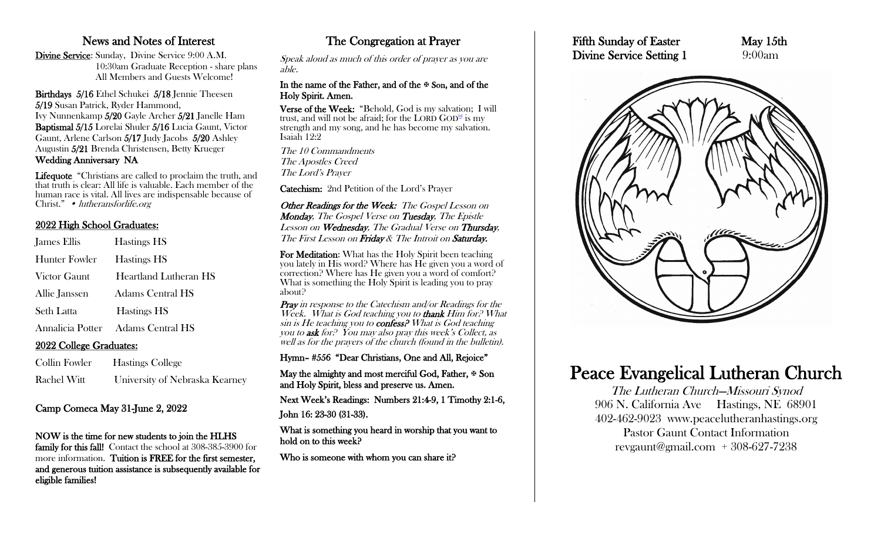## News and Notes of Interest

**Divine Service**: Sunday, Divine Service 9:00 A.M.
10:30am Graduate Reception - share plans
All Members and Guests Welcome!

**Birthdays** **5/16** Ethel Schukei **5/18** Jennie Theesen **5/19** Susan Patrick, Ryder Hammond, Ivy Nunnenkamp **5/20** Gayle Archer **5/21** Janelle Ham
**Baptismal** **5/15** Lorelai Shuler **5/16** Lucia Gaunt, Victor Gaunt, Arlene Carlson **5/17** Judy Jacobs **5/20** Ashley Augustin **5/21** Brenda Christensen, Betty Krueger
**Wedding Anniversary NA**

**Lifequote** "Christians are called to proclaim the truth, and that truth is clear: All life is valuable. Each member of the human race is vital. All lives are indispensable because of Christ." • *lutheransforlife.org*

### 2022 High School Graduates:

| | |
|---|---|
| James Ellis | Hastings HS |
| Hunter Fowler | Hastings HS |
| Victor Gaunt | Heartland Lutheran HS |
| Allie Janssen | Adams Central HS |
| Seth Latta | Hastings HS |
| Annalicia Potter | Adams Central HS |

### 2022 College Graduates:

| | |
|---|---|
| Collin Fowler | Hastings College |
| Rachel Witt | University of Nebraska Kearney |

**Camp Comeca May 31-June 2, 2022**

**NOW is the time for new students to join the HLHS family for this fall!** Contact the school at 308-385-3900 for more information. **Tuition is FREE for the first semester, and generous tuition assistance is subsequently available for eligible families!**

## The Congregation at Prayer

*Speak aloud as much of this order of prayer as you are able.*

**In the name of the Father, and of the ✠ Son, and of the Holy Spirit. Amen.**

**Verse of the Week:** "Behold, God is my salvation; I will trust, and will not be afraid; for the LORD GOD[a] is my strength and my song, and he has become my salvation. Isaiah 12:2

*The 10 Commandments*
*The Apostles Creed*
*The Lord's Prayer*

**Catechism:** 2nd Petition of the Lord's Prayer

***Other Readings for the Week:*** *The Gospel Lesson on **Monday**, The Gospel Verse on **Tuesday**, The Epistle Lesson on **Wednesday**, The Gradual Verse on **Thursday**, The First Lesson on **Friday** & The Introit on **Saturday.***

**For Meditation:** What has the Holy Spirit been teaching you lately in His word? Where has He given you a word of correction? Where has He given you a word of comfort? What is something the Holy Spirit is leading you to pray about?

***Pray*** *in response to the Catechism and/or Readings for the Week. What is God teaching you to **thank** Him for? What sin is He teaching you to **confess?** What is God teaching you to **ask** for? You may also pray this week's Collect, as well as for the prayers of the church (found in the bulletin).*

**Hymn– #556 "Dear Christians, One and All, Rejoice"**

**May the almighty and most merciful God, Father, ✠ Son and Holy Spirit, bless and preserve us. Amen.**

**Next Week's Readings: Numbers 21:4-9, 1 Timothy 2:1-6, John 16: 23-30 (31-33).**

**What is something you heard in worship that you want to hold on to this week?**

**Who is someone with whom you can share it?**

**Fifth Sunday of Easter** — **May 15th**
**Divine Service Setting 1** — 9:00am

# Peace Evangelical Lutheran Church

*The Lutheran Church—Missouri Synod*
906 N. California Ave Hastings, NE 68901
402-462-9023 www.peacelutheranhastings.org
Pastor Gaunt Contact Information
revgaunt@gmail.com + 308-627-7238